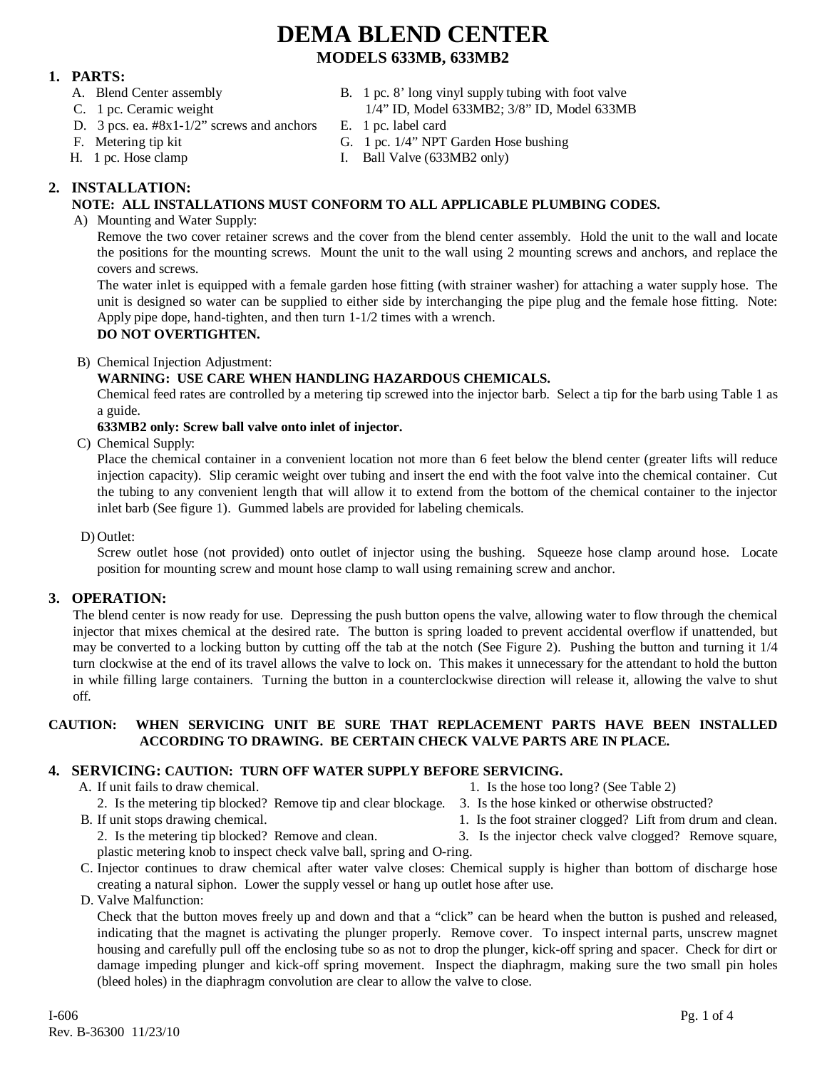# DEMA BLEND CENTER

## MODELS 633MB, 633MB2

### 1. PARTS:

- A. Blend Center assembly
- B. 1 pc. 8' long vinyl supply tubing with foot valve 1/4" ID, Model 633MB2; 3/8" ID, Model 633MB
- C. 1 pc. Ceramic weight
- D. 3 pcs. ea. #8x1-1/2" screws and anchors
- E. 1 pc. label card
- F. Metering tip kit
- G. 1 pc. 1/4" NPT Garden Hose bushing
- H. 1 pc. Hose clamp
- I. Ball Valve (633MB2 only)

### 2. INSTALLATION:

**NOTE: ALL INSTALLATIONS MUST CONFORM TO ALL APPLICABLE PLUMBING CODES.**

A) Mounting and Water Supply:

Remove the two cover retainer screws and the cover from the blend center assembly. Hold the unit to the wall and locate the positions for the mounting screws. Mount the unit to the wall using 2 mounting screws and anchors, and replace the covers and screws.

The water inlet is equipped with a female garden hose fitting (with strainer washer) for attaching a water supply hose. The unit is designed so water can be supplied to either side by interchanging the pipe plug and the female hose fitting. Note: Apply pipe dope, hand-tighten, and then turn 1-1/2 times with a wrench.

**DO NOT OVERTIGHTEN.**

B) Chemical Injection Adjustment:

**WARNING: USE CARE WHEN HANDLING HAZARDOUS CHEMICALS.**

Chemical feed rates are controlled by a metering tip screwed into the injector barb. Select a tip for the barb using Table 1 as a guide.

**633MB2 only: Screw ball valve onto inlet of injector.**

C) Chemical Supply:

Place the chemical container in a convenient location not more than 6 feet below the blend center (greater lifts will reduce injection capacity). Slip ceramic weight over tubing and insert the end with the foot valve into the chemical container. Cut the tubing to any convenient length that will allow it to extend from the bottom of the chemical container to the injector inlet barb (See figure 1). Gummed labels are provided for labeling chemicals.

D) Outlet:

Screw outlet hose (not provided) onto outlet of injector using the bushing. Squeeze hose clamp around hose. Locate position for mounting screw and mount hose clamp to wall using remaining screw and anchor.

### 3. OPERATION:

The blend center is now ready for use. Depressing the push button opens the valve, allowing water to flow through the chemical injector that mixes chemical at the desired rate. The button is spring loaded to prevent accidental overflow if unattended, but may be converted to a locking button by cutting off the tab at the notch (See Figure 2). Pushing the button and turning it 1/4 turn clockwise at the end of its travel allows the valve to lock on. This makes it unnecessary for the attendant to hold the button in while filling large containers. Turning the button in a counterclockwise direction will release it, allowing the valve to shut off.

**CAUTION: WHEN SERVICING UNIT BE SURE THAT REPLACEMENT PARTS HAVE BEEN INSTALLED ACCORDING TO DRAWING. BE CERTAIN CHECK VALVE PARTS ARE IN PLACE.**

### 4. SERVICING: CAUTION: TURN OFF WATER SUPPLY BEFORE SERVICING.

A. If unit fails to draw chemical.
   1. Is the hose too long? (See Table 2)
   2. Is the metering tip blocked? Remove tip and clear blockage.
   3. Is the hose kinked or otherwise obstructed?

B. If unit stops drawing chemical.
   1. Is the foot strainer clogged? Lift from drum and clean.
   2. Is the metering tip blocked? Remove and clean.
   3. Is the injector check valve clogged? Remove square, plastic metering knob to inspect check valve ball, spring and O-ring.

C. Injector continues to draw chemical after water valve closes: Chemical supply is higher than bottom of discharge hose creating a natural siphon. Lower the supply vessel or hang up outlet hose after use.

D. Valve Malfunction:

Check that the button moves freely up and down and that a "click" can be heard when the button is pushed and released, indicating that the magnet is activating the plunger properly. Remove cover. To inspect internal parts, unscrew magnet housing and carefully pull off the enclosing tube so as not to drop the plunger, kick-off spring and spacer. Check for dirt or damage impeding plunger and kick-off spring movement. Inspect the diaphragm, making sure the two small pin holes (bleed holes) in the diaphragm convolution are clear to allow the valve to close.

I-606
Rev. B-36300 11/23/10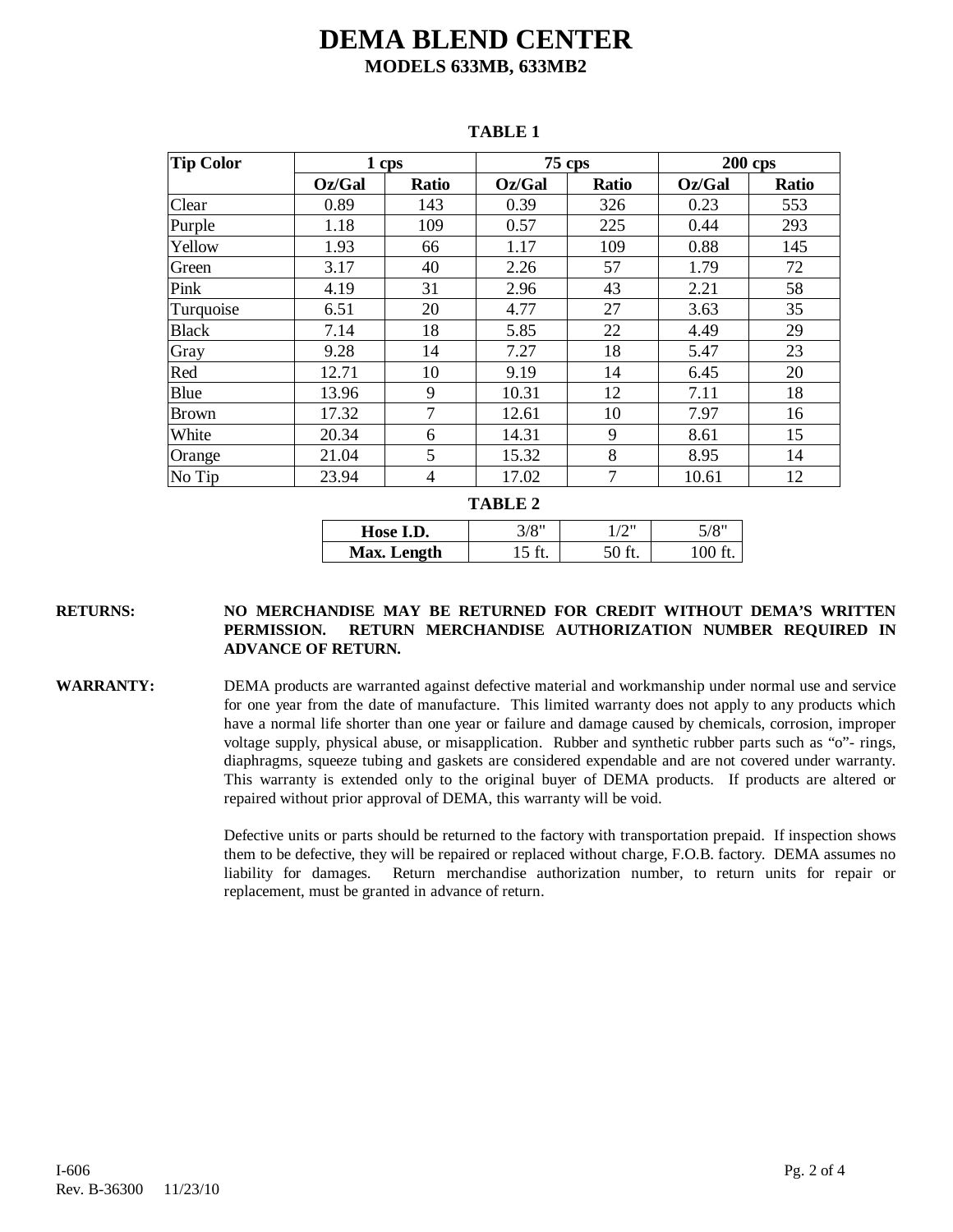# DEMA BLEND CENTER

## MODELS 633MB, 633MB2

**TABLE 1**

| Tip Color | 1 cps | | 75 cps | | 200 cps | |
|---|---|---|---|---|---|---|
| | Oz/Gal | Ratio | Oz/Gal | Ratio | Oz/Gal | Ratio |
| Clear | 0.89 | 143 | 0.39 | 326 | 0.23 | 553 |
| Purple | 1.18 | 109 | 0.57 | 225 | 0.44 | 293 |
| Yellow | 1.93 | 66 | 1.17 | 109 | 0.88 | 145 |
| Green | 3.17 | 40 | 2.26 | 57 | 1.79 | 72 |
| Pink | 4.19 | 31 | 2.96 | 43 | 2.21 | 58 |
| Turquoise | 6.51 | 20 | 4.77 | 27 | 3.63 | 35 |
| Black | 7.14 | 18 | 5.85 | 22 | 4.49 | 29 |
| Gray | 9.28 | 14 | 7.27 | 18 | 5.47 | 23 |
| Red | 12.71 | 10 | 9.19 | 14 | 6.45 | 20 |
| Blue | 13.96 | 9 | 10.31 | 12 | 7.11 | 18 |
| Brown | 17.32 | 7 | 12.61 | 10 | 7.97 | 16 |
| White | 20.34 | 6 | 14.31 | 9 | 8.61 | 15 |
| Orange | 21.04 | 5 | 15.32 | 8 | 8.95 | 14 |
| No Tip | 23.94 | 4 | 17.02 | 7 | 10.61 | 12 |

**TABLE 2**

| Hose I.D. | 3/8" | 1/2" | 5/8" |
|---|---|---|---|
| Max. Length | 15 ft. | 50 ft. | 100 ft. |

**RETURNS:** **NO MERCHANDISE MAY BE RETURNED FOR CREDIT WITHOUT DEMA'S WRITTEN PERMISSION. RETURN MERCHANDISE AUTHORIZATION NUMBER REQUIRED IN ADVANCE OF RETURN.**

**WARRANTY:** DEMA products are warranted against defective material and workmanship under normal use and service for one year from the date of manufacture. This limited warranty does not apply to any products which have a normal life shorter than one year or failure and damage caused by chemicals, corrosion, improper voltage supply, physical abuse, or misapplication. Rubber and synthetic rubber parts such as "o"- rings, diaphragms, squeeze tubing and gaskets are considered expendable and are not covered under warranty. This warranty is extended only to the original buyer of DEMA products. If products are altered or repaired without prior approval of DEMA, this warranty will be void.

Defective units or parts should be returned to the factory with transportation prepaid. If inspection shows them to be defective, they will be repaired or replaced without charge, F.O.B. factory. DEMA assumes no liability for damages. Return merchandise authorization number, to return units for repair or replacement, must be granted in advance of return.

I-606
Rev. B-36300 11/23/10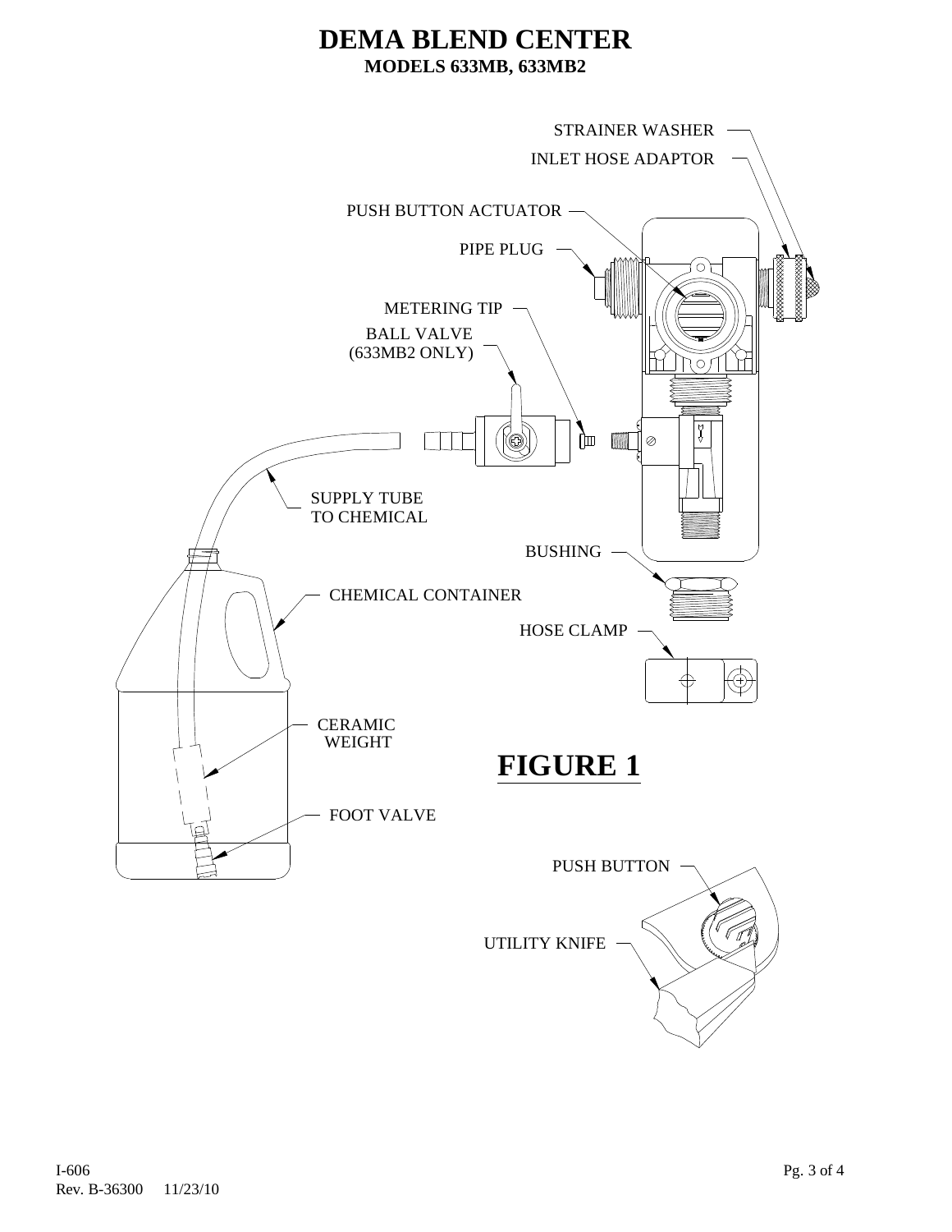# DEMA BLEND CENTER

## MODELS 633MB, 633MB2

STRAINER WASHER

INLET HOSE ADAPTOR

PUSH BUTTON ACTUATOR

PIPE PLUG

METERING TIP

BALL VALVE (633MB2 ONLY)

SUPPLY TUBE TO CHEMICAL

BUSHING

CHEMICAL CONTAINER

HOSE CLAMP

CERAMIC WEIGHT

FOOT VALVE

PUSH BUTTON

UTILITY KNIFE

**FIGURE 1**

I-606
Rev. B-36300 11/23/10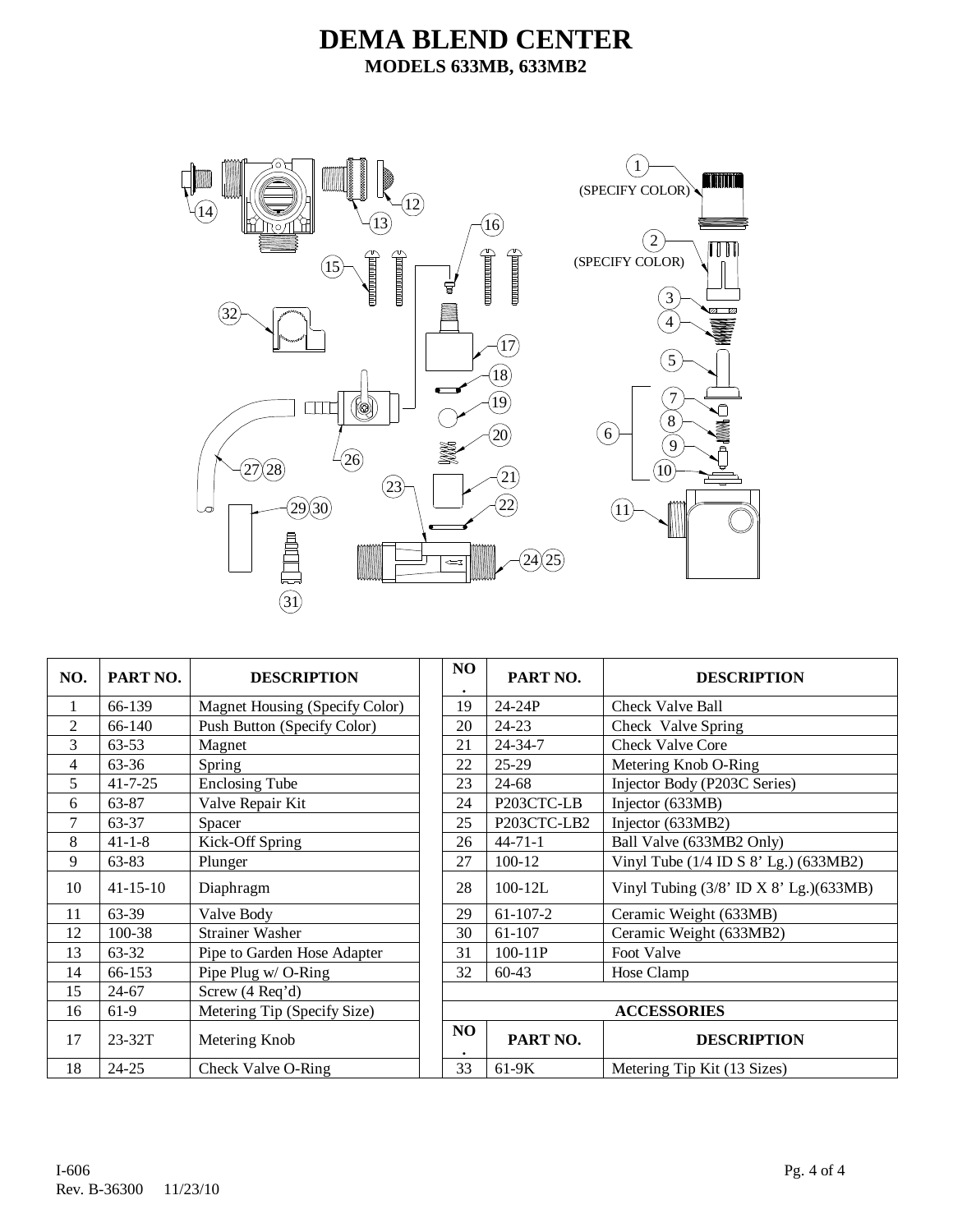# DEMA BLEND CENTER

## MODELS 633MB, 633MB2

| NO. | PART NO. | DESCRIPTION | NO. | PART NO. | DESCRIPTION |
|---|---|---|---|---|---|
| 1 | 66-139 | Magnet Housing (Specify Color) | 19 | 24-24P | Check Valve Ball |
| 2 | 66-140 | Push Button (Specify Color) | 20 | 24-23 | Check Valve Spring |
| 3 | 63-53 | Magnet | 21 | 24-34-7 | Check Valve Core |
| 4 | 63-36 | Spring | 22 | 25-29 | Metering Knob O-Ring |
| 5 | 41-7-25 | Enclosing Tube | 23 | 24-68 | Injector Body (P203C Series) |
| 6 | 63-87 | Valve Repair Kit | 24 | P203CTC-LB | Injector (633MB) |
| 7 | 63-37 | Spacer | 25 | P203CTC-LB2 | Injector (633MB2) |
| 8 | 41-1-8 | Kick-Off Spring | 26 | 44-71-1 | Ball Valve (633MB2 Only) |
| 9 | 63-83 | Plunger | 27 | 100-12 | Vinyl Tube (1/4 ID S 8' Lg.) (633MB2) |
| 10 | 41-15-10 | Diaphragm | 28 | 100-12L | Vinyl Tubing (3/8' ID X 8' Lg.)(633MB) |
| 11 | 63-39 | Valve Body | 29 | 61-107-2 | Ceramic Weight (633MB) |
| 12 | 100-38 | Strainer Washer | 30 | 61-107 | Ceramic Weight (633MB2) |
| 13 | 63-32 | Pipe to Garden Hose Adapter | 31 | 100-11P | Foot Valve |
| 14 | 66-153 | Pipe Plug w/ O-Ring | 32 | 60-43 | Hose Clamp |
| 15 | 24-67 | Screw (4 Req'd) | | | |
| 16 | 61-9 | Metering Tip (Specify Size) | | | **ACCESSORIES** |
| 17 | 23-32T | Metering Knob | **NO.** | **PART NO.** | **DESCRIPTION** |
| 18 | 24-25 | Check Valve O-Ring | 33 | 61-9K | Metering Tip Kit (13 Sizes) |

I-606
Rev. B-36300 11/23/10